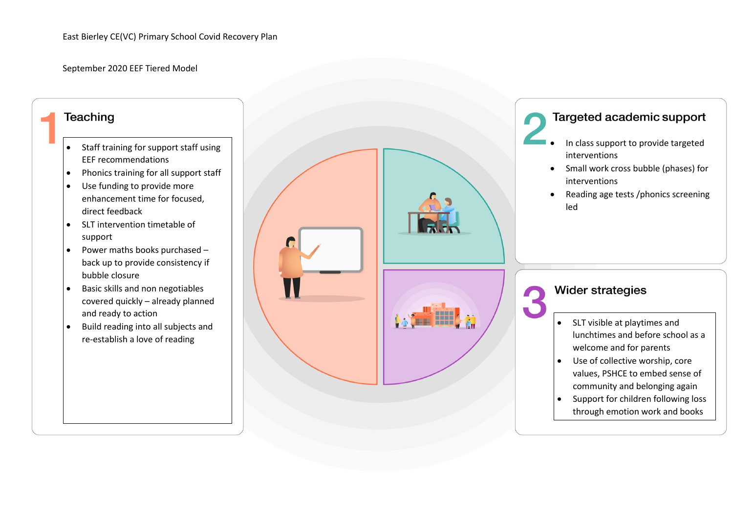East Bierley CE(VC) Primary School Covid Recovery Plan

September 2020 EEF Tiered Model

## 1 Teaching

- Staff training for support staff using EEF recommendations
- Phonics training for all support staff
- Use funding to provide more enhancement time for focused, direct feedback
- SLT intervention timetable of support
- Power maths books purchased – back up to provide consistency if bubble closure
- Basic skills and non negotiables covered quickly – already planned and ready to action
- Build reading into all subjects and re-establish a love of reading

## 2 Targeted academic support

- In class support to provide targeted interventions
- Small work cross bubble (phases) for interventions
- Reading age tests /phonics screening led

## 3 Wider strategies

- SLT visible at playtimes and lunchtimes and before school as a welcome and for parents
- Use of collective worship, core values, PSHCE to embed sense of community and belonging again
- Support for children following loss through emotion work and books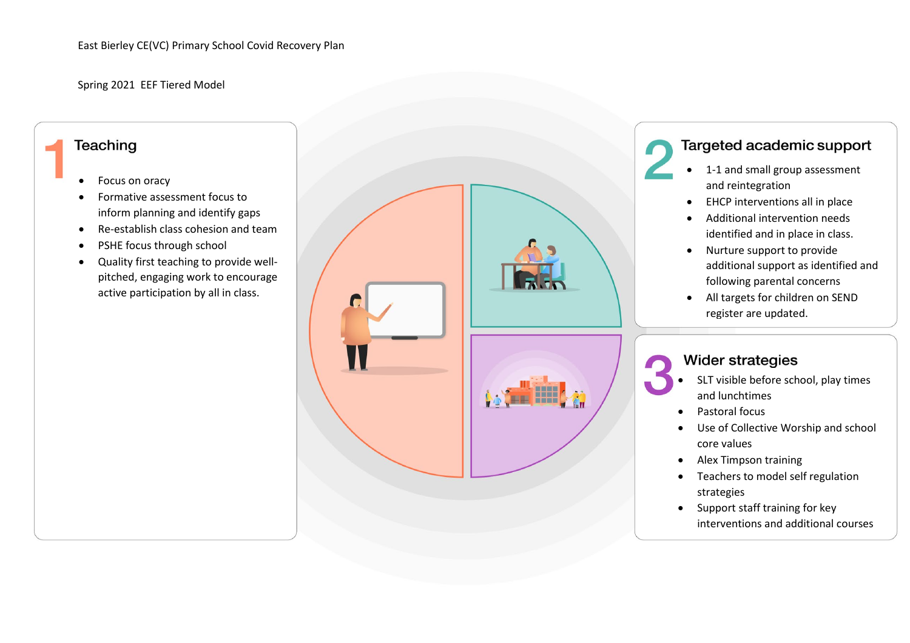East Bierley CE(VC) Primary School Covid Recovery Plan

Spring 2021 EEF Tiered Model

## 1 Teaching

- Focus on oracy
- Formative assessment focus to inform planning and identify gaps
- Re-establish class cohesion and team
- PSHE focus through school
- Quality first teaching to provide well-pitched, engaging work to encourage active participation by all in class.

## 2 Targeted academic support

- 1-1 and small group assessment and reintegration
- EHCP interventions all in place
- Additional intervention needs identified and in place in class.
- Nurture support to provide additional support as identified and following parental concerns
- All targets for children on SEND register are updated.

## 3 Wider strategies

- SLT visible before school, play times and lunchtimes
- Pastoral focus
- Use of Collective Worship and school core values
- Alex Timpson training
- Teachers to model self regulation strategies
- Support staff training for key interventions and additional courses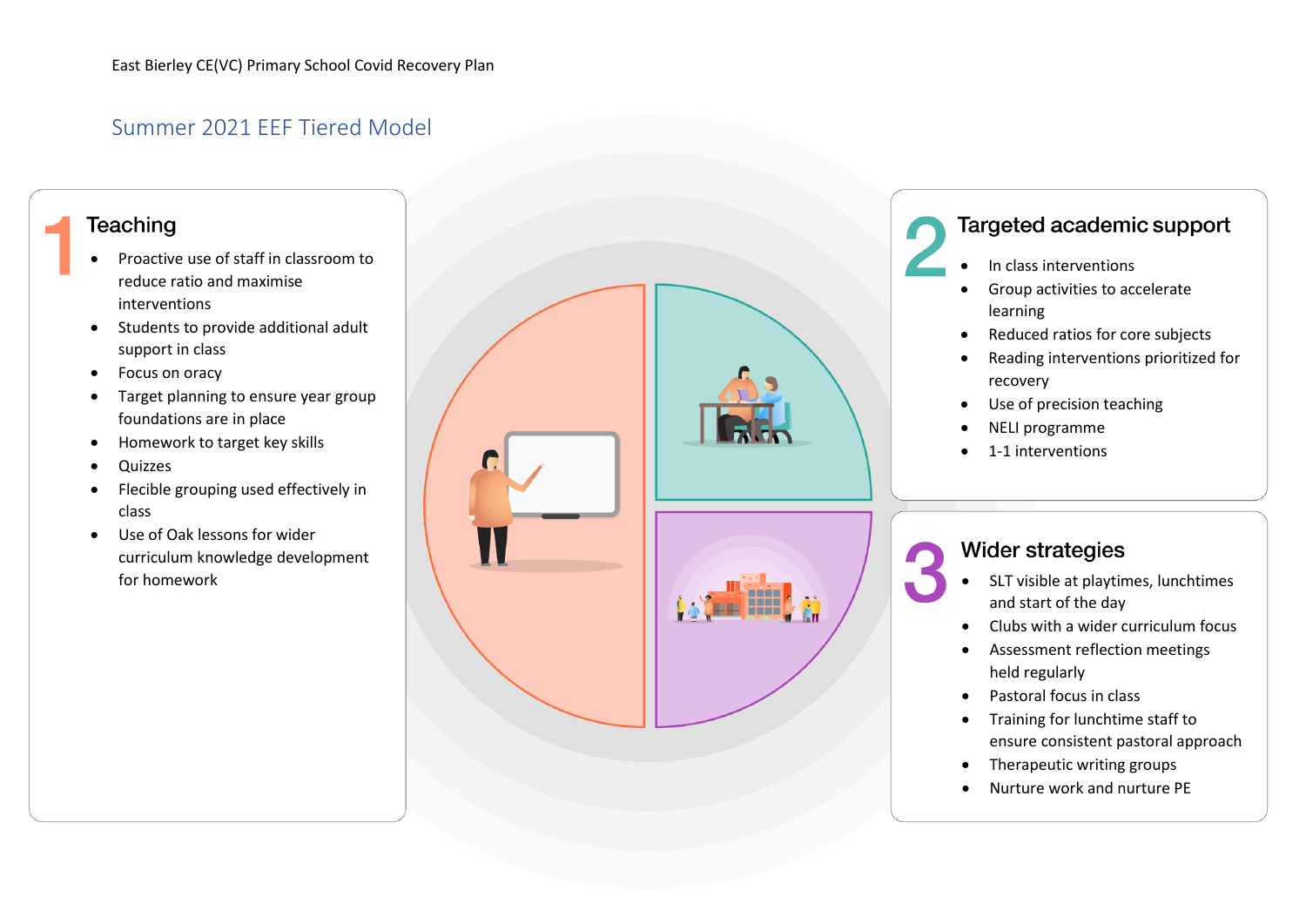East Bierley CE(VC) Primary School Covid Recovery Plan

## Summer 2021 EEF Tiered Model

### 1 Teaching

- Proactive use of staff in classroom to reduce ratio and maximise interventions
- Students to provide additional adult support in class
- Focus on oracy
- Target planning to ensure year group foundations are in place
- Homework to target key skills
- Quizzes
- Flecible grouping used effectively in class
- Use of Oak lessons for wider curriculum knowledge development for homework

### 2 Targeted academic support

- In class interventions
- Group activities to accelerate learning
- Reduced ratios for core subjects
- Reading interventions prioritized for recovery
- Use of precision teaching
- NELI programme
- 1-1 interventions

### 3 Wider strategies

- SLT visible at playtimes, lunchtimes and start of the day
- Clubs with a wider curriculum focus
- Assessment reflection meetings held regularly
- Pastoral focus in class
- Training for lunchtime staff to ensure consistent pastoral approach
- Therapeutic writing groups
- Nurture work and nurture PE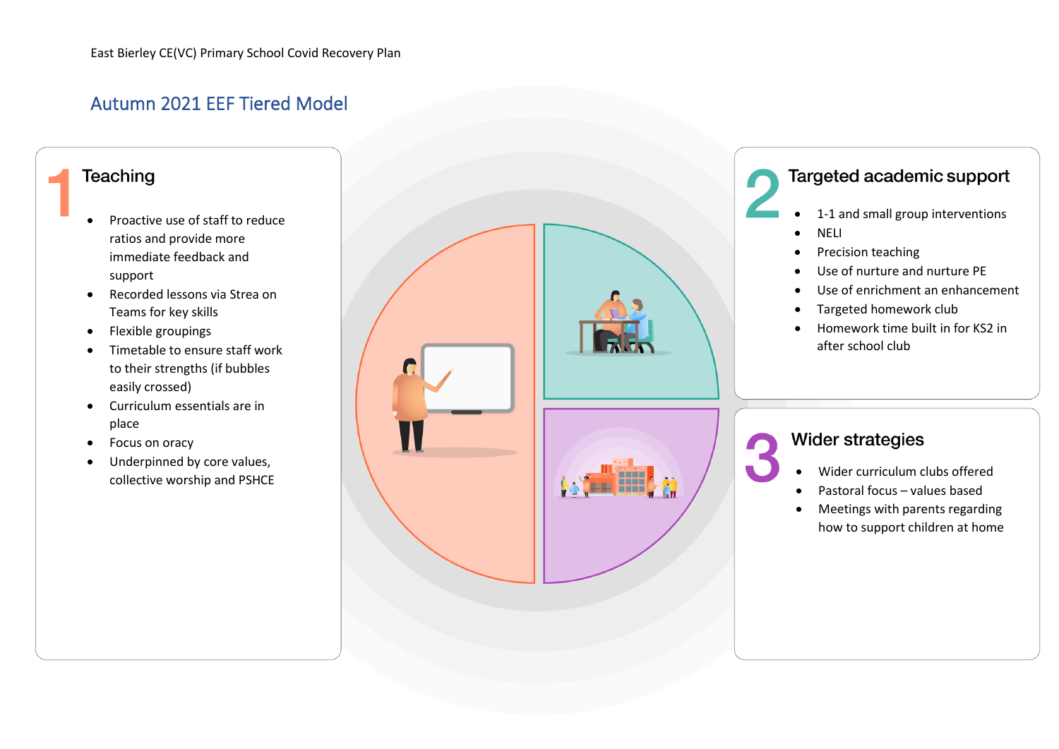East Bierley CE(VC) Primary School Covid Recovery Plan

## Autumn 2021 EEF Tiered Model

### 1 Teaching

- Proactive use of staff to reduce ratios and provide more immediate feedback and support
- Recorded lessons via Strea on Teams for key skills
- Flexible groupings
- Timetable to ensure staff work to their strengths (if bubbles easily crossed)
- Curriculum essentials are in place
- Focus on oracy
- Underpinned by core values, collective worship and PSHCE

### 2 Targeted academic support

- 1-1 and small group interventions
- NELI
- Precision teaching
- Use of nurture and nurture PE
- Use of enrichment an enhancement
- Targeted homework club
- Homework time built in for KS2 in after school club

### 3 Wider strategies

- Wider curriculum clubs offered
- Pastoral focus – values based
- Meetings with parents regarding how to support children at home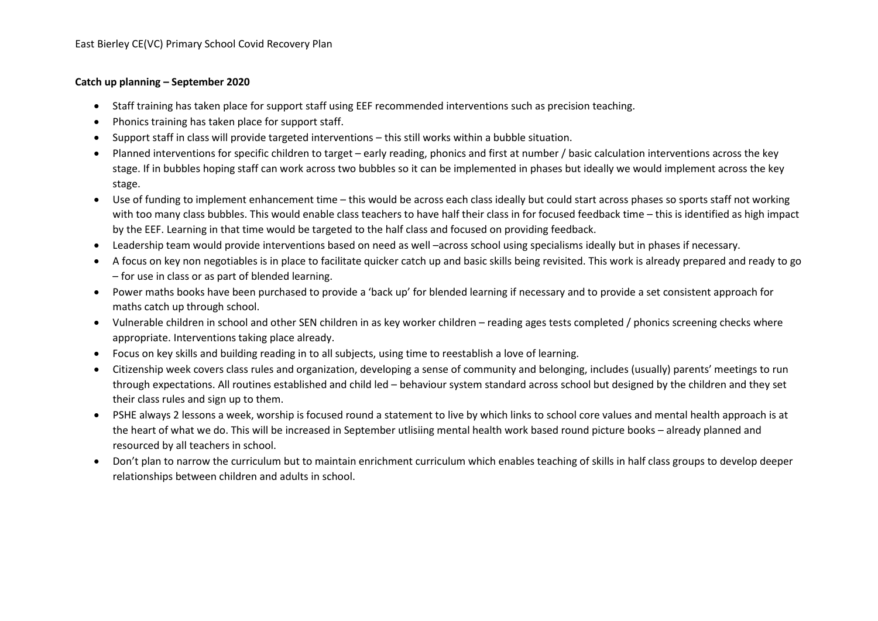**Catch up planning – September 2020**

- Staff training has taken place for support staff using EEF recommended interventions such as precision teaching.
- Phonics training has taken place for support staff.
- Support staff in class will provide targeted interventions – this still works within a bubble situation.
- Planned interventions for specific children to target – early reading, phonics and first at number / basic calculation interventions across the key stage. If in bubbles hoping staff can work across two bubbles so it can be implemented in phases but ideally we would implement across the key stage.
- Use of funding to implement enhancement time – this would be across each class ideally but could start across phases so sports staff not working with too many class bubbles. This would enable class teachers to have half their class in for focused feedback time – this is identified as high impact by the EEF. Learning in that time would be targeted to the half class and focused on providing feedback.
- Leadership team would provide interventions based on need as well –across school using specialisms ideally but in phases if necessary.
- A focus on key non negotiables is in place to facilitate quicker catch up and basic skills being revisited. This work is already prepared and ready to go – for use in class or as part of blended learning.
- Power maths books have been purchased to provide a 'back up' for blended learning if necessary and to provide a set consistent approach for maths catch up through school.
- Vulnerable children in school and other SEN children in as key worker children – reading ages tests completed / phonics screening checks where appropriate. Interventions taking place already.
- Focus on key skills and building reading in to all subjects, using time to reestablish a love of learning.
- Citizenship week covers class rules and organization, developing a sense of community and belonging, includes (usually) parents' meetings to run through expectations. All routines established and child led – behaviour system standard across school but designed by the children and they set their class rules and sign up to them.
- PSHE always 2 lessons a week, worship is focused round a statement to live by which links to school core values and mental health approach is at the heart of what we do. This will be increased in September utlisiing mental health work based round picture books – already planned and resourced by all teachers in school.
- Don't plan to narrow the curriculum but to maintain enrichment curriculum which enables teaching of skills in half class groups to develop deeper relationships between children and adults in school.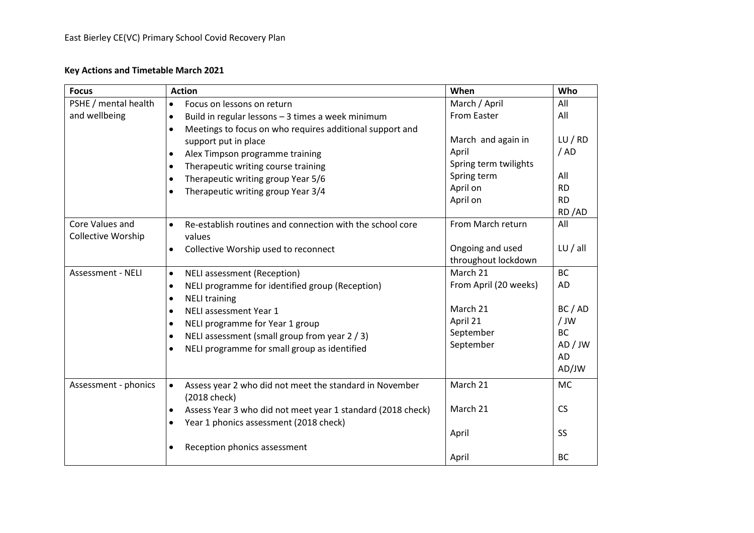East Bierley CE(VC) Primary School Covid Recovery Plan

**Key Actions and Timetable March 2021**

| Focus | Action | When | Who |
|---|---|---|---|
| PSHE / mental health and wellbeing | • Focus on lessons on return<br>• Build in regular lessons – 3 times a week minimum<br>• Meetings to focus on who requires additional support and support put in place<br>• Alex Timpson programme training<br>• Therapeutic writing course training<br>• Therapeutic writing group Year 5/6<br>• Therapeutic writing group Year 3/4 | March / April<br>From Easter<br>March and again in April<br>Spring term twilights<br>Spring term<br>April on<br>April on | All<br>All<br>LU / RD / AD<br>All<br>RD<br>RD<br>RD /AD |
| Core Values and Collective Worship | • Re-establish routines and connection with the school core values<br>• Collective Worship used to reconnect | From March return<br>Ongoing and used throughout lockdown | All<br>LU / all |
| Assessment - NELI | • NELI assessment (Reception)<br>• NELI programme for identified group (Reception)<br>• NELI training<br>• NELI assessment Year 1<br>• NELI programme for Year 1 group<br>• NELI assessment (small group from year 2 / 3)<br>• NELI programme for small group as identified | March 21<br>From April (20 weeks)<br>March 21<br>April 21<br>September<br>September | BC<br>AD<br>BC / AD / JW<br>BC<br>AD / JW<br>AD<br>AD/JW |
| Assessment - phonics | • Assess year 2 who did not meet the standard in November (2018 check)<br>• Assess Year 3 who did not meet year 1 standard (2018 check)<br>• Year 1 phonics assessment (2018 check)<br>• Reception phonics assessment | March 21<br>March 21<br>April<br>April | MC<br>CS<br>SS<br>BC |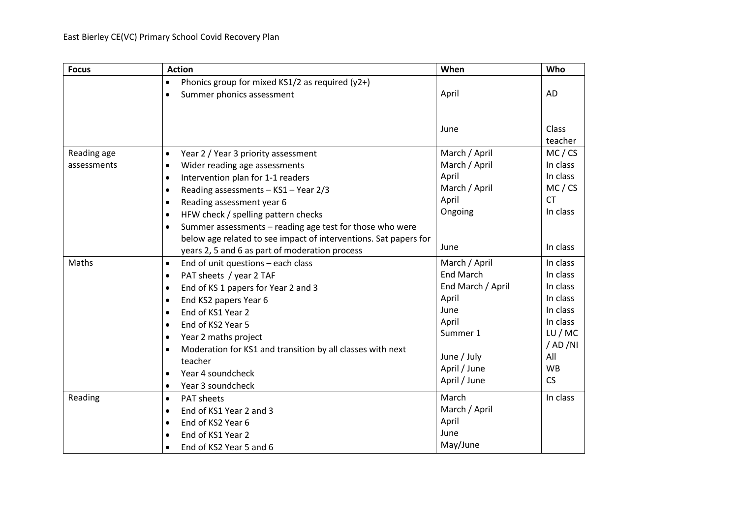| Focus | Action | When | Who |
|---|---|---|---|
| | • Phonics group for mixed KS1/2 as required (y2+)<br>• Summer phonics assessment | April<br><br>June | AD<br><br>Class teacher |
| Reading age assessments | • Year 2 / Year 3 priority assessment<br>• Wider reading age assessments<br>• Intervention plan for 1-1 readers<br>• Reading assessments – KS1 – Year 2/3<br>• Reading assessment year 6<br>• HFW check / spelling pattern checks<br>• Summer assessments – reading age test for those who were below age related to see impact of interventions. Sat papers for years 2, 5 and 6 as part of moderation process | March / April<br>March / April<br>April<br>March / April<br>April<br>Ongoing<br><br>June | MC / CS<br>In class<br>In class<br>MC / CS<br>CT<br>In class<br><br>In class |
| Maths | • End of unit questions – each class<br>• PAT sheets / year 2 TAF<br>• End of KS 1 papers for Year 2 and 3<br>• End KS2 papers Year 6<br>• End of KS1 Year 2<br>• End of KS2 Year 5<br>• Year 2 maths project<br>• Moderation for KS1 and transition by all classes with next teacher<br>• Year 4 soundcheck<br>• Year 3 soundcheck | March / April<br>End March<br>End March / April<br>April<br>June<br>April<br>Summer 1<br><br>June / July<br>April / June<br>April / June | In class<br>In class<br>In class<br>In class<br>In class<br>In class<br>LU / MC / AD /NI<br>All<br>WB<br>CS |
| Reading | • PAT sheets<br>• End of KS1 Year 2 and 3<br>• End of KS2 Year 6<br>• End of KS1 Year 2<br>• End of KS2 Year 5 and 6 | March<br>March / April<br>April<br>June<br>May/June | In class |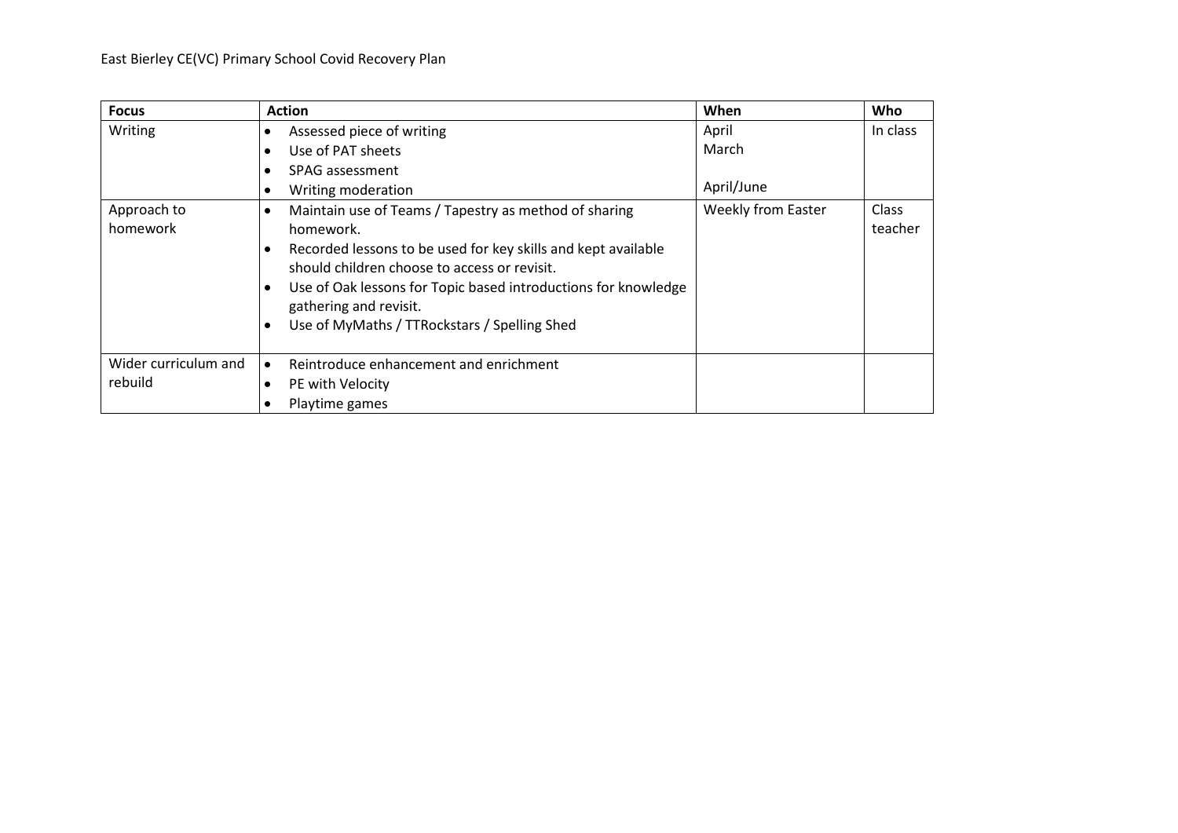| Focus | Action | When | Who |
|---|---|---|---|
| Writing | • Assessed piece of writing<br>• Use of PAT sheets<br>• SPAG assessment<br>• Writing moderation | April<br>March<br><br>April/June | In class |
| Approach to homework | • Maintain use of Teams / Tapestry as method of sharing homework.<br>• Recorded lessons to be used for key skills and kept available should children choose to access or revisit.<br>• Use of Oak lessons for Topic based introductions for knowledge gathering and revisit.<br>• Use of MyMaths / TTRockstars / Spelling Shed | Weekly from Easter | Class teacher |
| Wider curriculum and rebuild | • Reintroduce enhancement and enrichment<br>• PE with Velocity<br>• Playtime games | | |